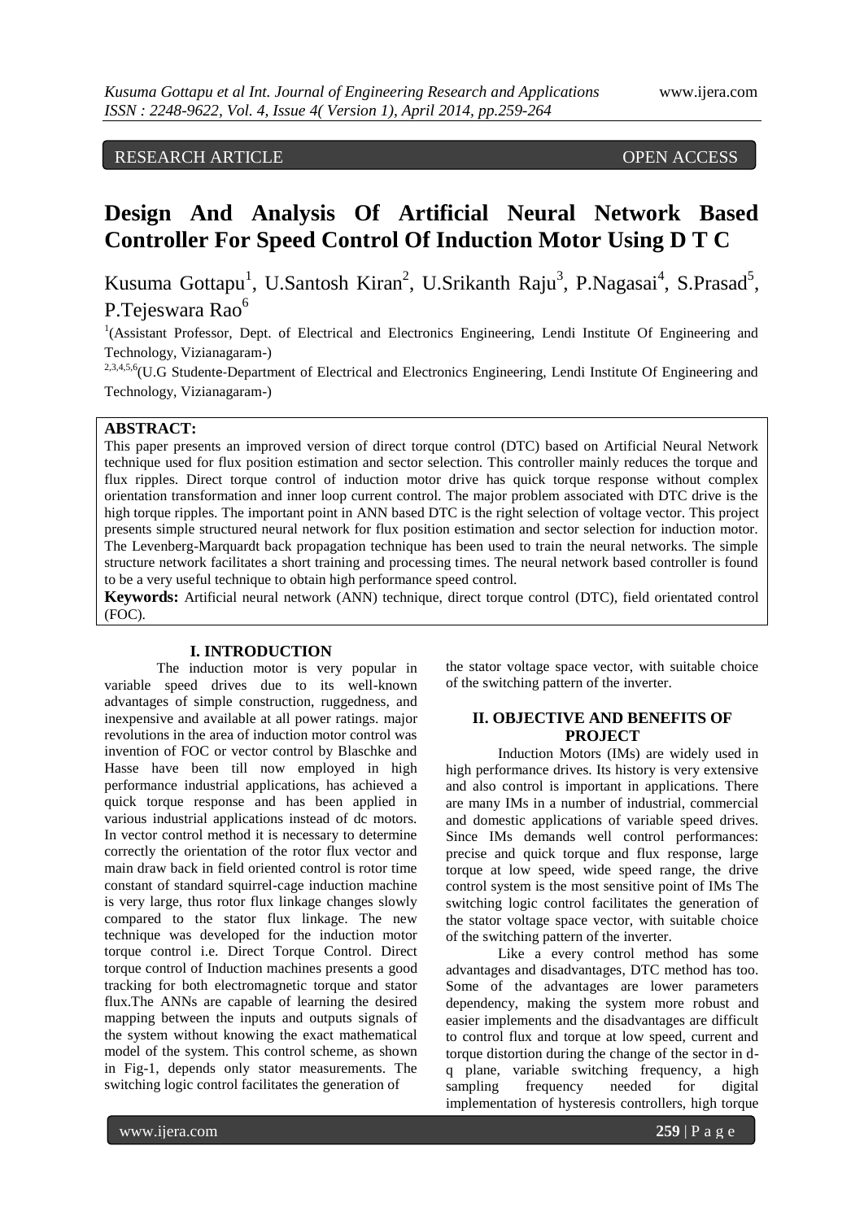RESEARCH ARTICLE OPEN ACCESS

# Design And Analysis Of Artificial Neural Network Based Controller For Speed Control Of Induction Motor Using D T C

Kusuma Gottapu[1], U.Santosh Kiran[2], U.Srikanth Raju[3], P.Nagasai[4], S.Prasad[5], P.Tejeswara Rao[6]

[1](Assistant Professor, Dept. of Electrical and Electronics Engineering, Lendi Institute Of Engineering and Technology, Vizianagaram-)

[2,3,4,5,6](U.G Studente-Department of Electrical and Electronics Engineering, Lendi Institute Of Engineering and Technology, Vizianagaram-)

**ABSTRACT:**

This paper presents an improved version of direct torque control (DTC) based on Artificial Neural Network technique used for flux position estimation and sector selection. This controller mainly reduces the torque and flux ripples. Direct torque control of induction motor drive has quick torque response without complex orientation transformation and inner loop current control. The major problem associated with DTC drive is the high torque ripples. The important point in ANN based DTC is the right selection of voltage vector. This project presents simple structured neural network for flux position estimation and sector selection for induction motor. The Levenberg-Marquardt back propagation technique has been used to train the neural networks. The simple structure network facilitates a short training and processing times. The neural network based controller is found to be a very useful technique to obtain high performance speed control.

**Keywords:** Artificial neural network (ANN) technique, direct torque control (DTC), field orientated control (FOC).

## I. INTRODUCTION

The induction motor is very popular in variable speed drives due to its well-known advantages of simple construction, ruggedness, and inexpensive and available at all power ratings. major revolutions in the area of induction motor control was invention of FOC or vector control by Blaschke and Hasse have been till now employed in high performance industrial applications, has achieved a quick torque response and has been applied in various industrial applications instead of dc motors. In vector control method it is necessary to determine correctly the orientation of the rotor flux vector and main draw back in field oriented control is rotor time constant of standard squirrel-cage induction machine is very large, thus rotor flux linkage changes slowly compared to the stator flux linkage. The new technique was developed for the induction motor torque control i.e. Direct Torque Control. Direct torque control of Induction machines presents a good tracking for both electromagnetic torque and stator flux.The ANNs are capable of learning the desired mapping between the inputs and outputs signals of the system without knowing the exact mathematical model of the system. This control scheme, as shown in Fig-1, depends only stator measurements. The switching logic control facilitates the generation of the stator voltage space vector, with suitable choice of the switching pattern of the inverter.

## II. OBJECTIVE AND BENEFITS OF PROJECT

Induction Motors (IMs) are widely used in high performance drives. Its history is very extensive and also control is important in applications. There are many IMs in a number of industrial, commercial and domestic applications of variable speed drives. Since IMs demands well control performances: precise and quick torque and flux response, large torque at low speed, wide speed range, the drive control system is the most sensitive point of IMs The switching logic control facilitates the generation of the stator voltage space vector, with suitable choice of the switching pattern of the inverter.

Like a every control method has some advantages and disadvantages, DTC method has too. Some of the advantages are lower parameters dependency, making the system more robust and easier implements and the disadvantages are difficult to control flux and torque at low speed, current and torque distortion during the change of the sector in d-q plane, variable switching frequency, a high sampling frequency needed for digital implementation of hysteresis controllers, high torque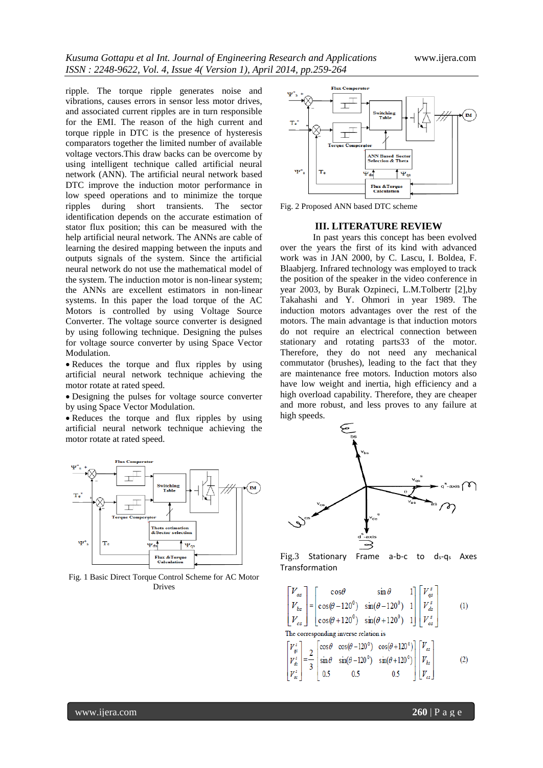ripple. The torque ripple generates noise and vibrations, causes errors in sensor less motor drives, and associated current ripples are in turn responsible for the EMI. The reason of the high current and torque ripple in DTC is the presence of hysteresis comparators together the limited number of available voltage vectors.This draw backs can be overcome by using intelligent technique called artificial neural network (ANN). The artificial neural network based DTC improve the induction motor performance in low speed operations and to minimize the torque ripples during short transients. The sector identification depends on the accurate estimation of stator flux position; this can be measured with the help artificial neural network. The ANNs are cable of learning the desired mapping between the inputs and outputs signals of the system. Since the artificial neural network do not use the mathematical model of the system. The induction motor is non-linear system; the ANNs are excellent estimators in non-linear systems. In this paper the load torque of the AC Motors is controlled by using Voltage Source Converter. The voltage source converter is designed by using following technique. Designing the pulses for voltage source converter by using Space Vector Modulation.

- Reduces the torque and flux ripples by using artificial neural network technique achieving the motor rotate at rated speed.
- Designing the pulses for voltage source converter by using Space Vector Modulation.
- Reduces the torque and flux ripples by using artificial neural network technique achieving the motor rotate at rated speed.

Fig. 1 Basic Direct Torque Control Scheme for AC Motor Drives

Fig. 2 Proposed ANN based DTC scheme

## III. LITERATURE REVIEW

In past years this concept has been evolved over the years the first of its kind with advanced work was in JAN 2000, by C. Lascu, I. Boldea, F. Blaabjerg. Infrared technology was employed to track the position of the speaker in the video conference in year 2003, by Burak Ozpineci, L.M.Tolbertr [2],by Takahashi and Y. Ohmori in year 1989. The induction motors advantages over the rest of the motors. The main advantage is that induction motors do not require an electrical connection between stationary and rotating parts33 of the motor. Therefore, they do not need any mechanical commutator (brushes), leading to the fact that they are maintenance free motors. Induction motors also have low weight and inertia, high efficiency and a high overload capability. Therefore, they are cheaper and more robust, and less proves to any failure at high speeds.

Fig.3 Stationary Frame a-b-c to $d_s$-$q_s$ Axes Transformation

$$\begin{bmatrix} V_{as} \\ V_{bs} \\ V_{cs} \end{bmatrix} = \begin{bmatrix} \cos\theta & \sin\theta & 1 \\ \cos(\theta - 120^0) & \sin(\theta - 120^0) & 1 \\ \cos(\theta + 120^0) & \sin(\theta + 120^0) & 1 \end{bmatrix} \begin{bmatrix} V_{qs}^s \\ V_{ds}^s \\ V_{os}^s \end{bmatrix} \qquad (1)$$

The corresponding inverse relation is

$$\begin{bmatrix} V_{qs}^s \\ V_{ds}^s \\ V_{os}^s \end{bmatrix} = \frac{2}{3} \begin{bmatrix} \cos\theta & \cos(\theta - 120^0) & \cos(\theta + 120^0) \\ \sin\theta & \sin(\theta - 120^0) & \sin(\theta + 120^0) \\ 0.5 & 0.5 & 0.5 \end{bmatrix} \begin{bmatrix} V_{as} \\ V_{bs} \\ V_{cs} \end{bmatrix} \qquad (2)$$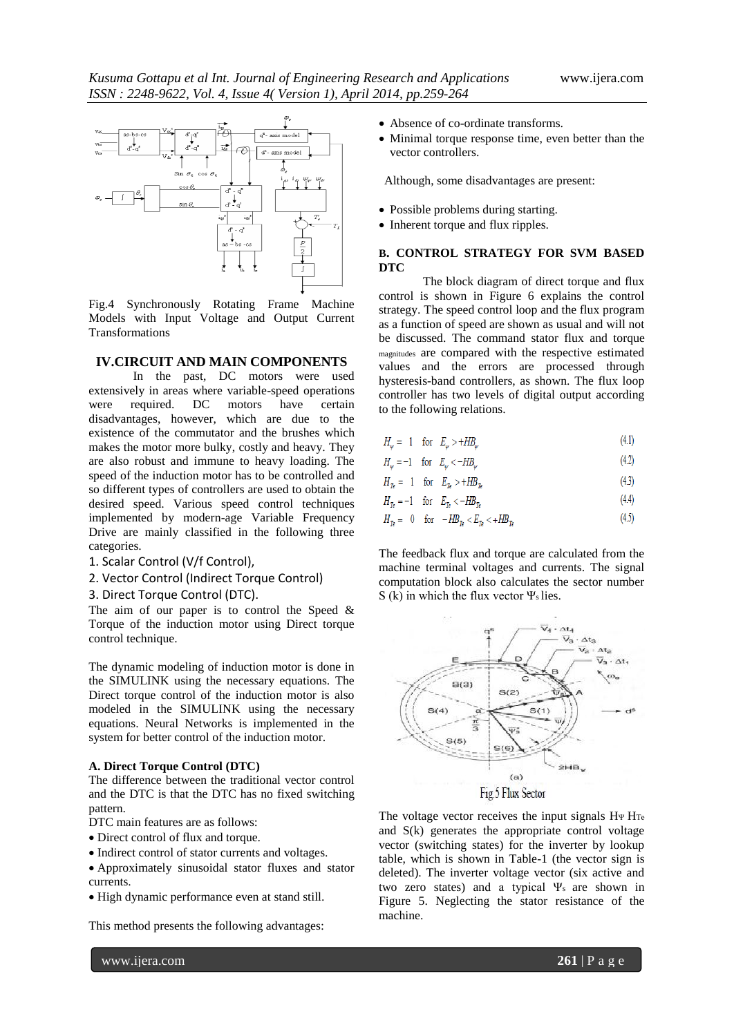Fig.4 Synchronously Rotating Frame Machine Models with Input Voltage and Output Current Transformations

## IV.CIRCUIT AND MAIN COMPONENTS

In the past, DC motors were used extensively in areas where variable-speed operations were required. DC motors have certain disadvantages, however, which are due to the existence of the commutator and the brushes which makes the motor more bulky, costly and heavy. They are also robust and immune to heavy loading. The speed of the induction motor has to be controlled and so different types of controllers are used to obtain the desired speed. Various speed control techniques implemented by modern-age Variable Frequency Drive are mainly classified in the following three categories.

1. Scalar Control (V/f Control),
2. Vector Control (Indirect Torque Control)
3. Direct Torque Control (DTC).

The aim of our paper is to control the Speed & Torque of the induction motor using Direct torque control technique.

The dynamic modeling of induction motor is done in the SIMULINK using the necessary equations. The Direct torque control of the induction motor is also modeled in the SIMULINK using the necessary equations. Neural Networks is implemented in the system for better control of the induction motor.

### A. Direct Torque Control (DTC)

The difference between the traditional vector control and the DTC is that the DTC has no fixed switching pattern.

DTC main features are as follows:

- Direct control of flux and torque.
- Indirect control of stator currents and voltages.
- Approximately sinusoidal stator fluxes and stator currents.
- High dynamic performance even at stand still.

This method presents the following advantages:

- Absence of co-ordinate transforms.
- Minimal torque response time, even better than the vector controllers.

Although, some disadvantages are present:

- Possible problems during starting.
- Inherent torque and flux ripples.

### B. CONTROL STRATEGY FOR SVM BASED DTC

The block diagram of direct torque and flux control is shown in Figure 6 explains the control strategy. The speed control loop and the flux program as a function of speed are shown as usual and will not be discussed. The command stator flux and torque magnitudes are compared with the respective estimated values and the errors are processed through hysteresis-band controllers, as shown. The flux loop controller has two levels of digital output according to the following relations.

$$H_{\psi} = 1 \quad \text{for} \quad E_{\psi} > +HB_{\psi} \tag{4.1}$$

$$H_{\psi} = -1 \quad \text{for} \quad E_{\psi} < -HB_{\psi} \tag{4.2}$$

$$H_{Te} = 1 \quad \text{for} \quad E_{Te} > +HB_{Te} \tag{4.3}$$

$$H_{Te} = -1 \quad \text{for} \quad E_{Te} < -HB_{Te} \tag{4.4}$$

$$H_{Te} = 0 \quad \text{for} \quad -HB_{Te} < E_{Te} < +HB_{Te} \tag{4.5}$$

The feedback flux and torque are calculated from the machine terminal voltages and currents. The signal computation block also calculates the sector number S (k) in which the flux vector $\Psi_s$ lies.

Fig.5 Flux Sector

The voltage vector receives the input signals $H_{\Psi}$ $H_{Te}$ and S(k) generates the appropriate control voltage vector (switching states) for the inverter by lookup table, which is shown in Table-1 (the vector sign is deleted). The inverter voltage vector (six active and two zero states) and a typical $\Psi_s$ are shown in Figure 5. Neglecting the stator resistance of the machine.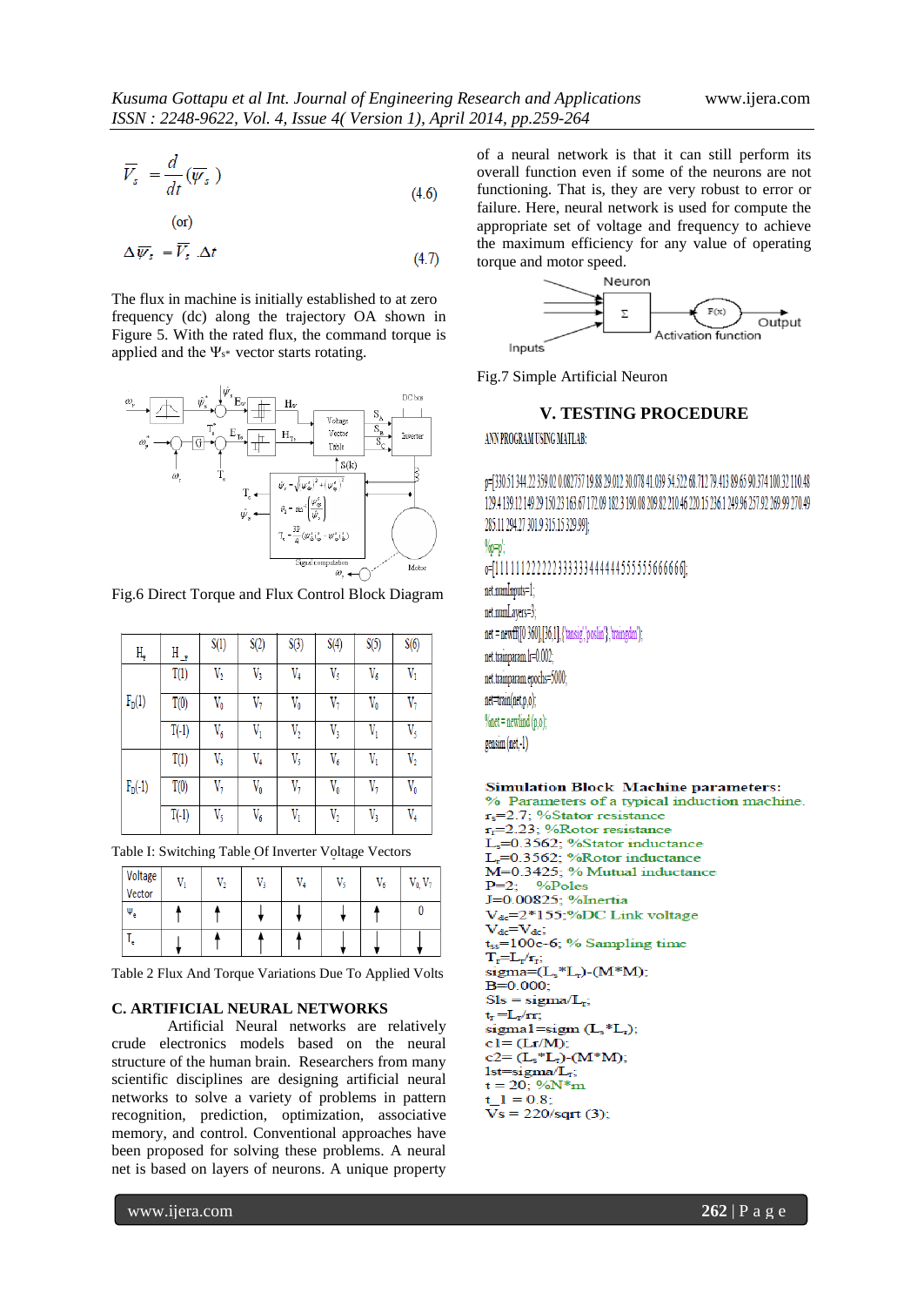$$\overline{V}_s = \frac{d}{dt}(\overline{\psi}_s) \quad (4.6)$$

(or)

$$\Delta\overline{\psi}_s = \overline{V}_s \cdot \Delta t \quad (4.7)$$

The flux in machine is initially established to at zero frequency (dc) along the trajectory OA shown in Figure 5. With the rated flux, the command torque is applied and the $\Psi_{s^*}$ vector starts rotating.

Fig.6 Direct Torque and Flux Control Block Diagram

| $H_\psi$ | $H_{Te}$ | S(1) | S(2) | S(3) | S(4) | S(5) | S(6) |
|---|---|---|---|---|---|---|---|
| $F_D(1)$ | T(1) | $V_2$ | $V_3$ | $V_4$ | $V_5$ | $V_6$ | $V_1$ |
| | T(0) | $V_0$ | $V_7$ | $V_0$ | $V_7$ | $V_0$ | $V_7$ |
| | T(-1) | $V_6$ | $V_1$ | $V_2$ | $V_3$ | $V_1$ | $V_5$ |
| $F_D(-1)$ | T(1) | $V_3$ | $V_4$ | $V_5$ | $V_6$ | $V_1$ | $V_2$ |
| | T(0) | $V_7$ | $V_0$ | $V_7$ | $V_0$ | $V_7$ | $V_0$ |
| | T(-1) | $V_5$ | $V_6$ | $V_1$ | $V_2$ | $V_3$ | $V_4$ |

Table I: Switching Table Of Inverter Voltage Vectors

| Voltage Vector | $V_1$ | $V_2$ | $V_3$ | $V_4$ | $V_5$ | $V_6$ | $V_0$, $V_7$ |
|---|---|---|---|---|---|---|---|
| $\Psi_e$ | ↑ | ↑ | ↓ | ↓ | ↓ | ↑ | 0 |
| $T_e$ | ↓ | ↑ | ↑ | ↑ | ↓ | ↓ | ↓ |

Table 2 Flux And Torque Variations Due To Applied Volts

### C. ARTIFICIAL NEURAL NETWORKS

Artificial Neural networks are relatively crude electronics models based on the neural structure of the human brain. Researchers from many scientific disciplines are designing artificial neural networks to solve a variety of problems in pattern recognition, prediction, optimization, associative memory, and control. Conventional approaches have been proposed for solving these problems. A neural net is based on layers of neurons. A unique property of a neural network is that it can still perform its overall function even if some of the neurons are not functioning. That is, they are very robust to error or failure. Here, neural network is used for compute the appropriate set of voltage and frequency to achieve the maximum efficiency for any value of operating torque and motor speed.

Fig.7 Simple Artificial Neuron

## V. TESTING PROCEDURE

ANN PROGRAM USING MATLAB:

```
p=[330.51 344.22 359.02 0.082757 19.88 29.012 30.078 41.039 54.522 68.712 79.413 89.65 90.374 100.32 110.48
129.4 139.12 149.29 150.23 163.67 172.09 182.3 190.08 209.82 210.46 220.15 236.1 249.96 257.92 269.99 270.49
285.11 294.27 301.9 315.15 329.99];
%p=p';
o=[1 1 1 1 1 1 2 2 2 2 2 2 3 3 3 3 3 3 4 4 4 4 4 4 5 5 5 5 5 5 6 6 6 6 6 6];
net.numInputs=1;
net.numLayers=3;
net = newff([0 360],[36 1],{'tansig','poslin'},'traingdm');
net.trainparam.lr=0.002;
net.trainparam.epochs=5000;
net=train(net,p,o);
%net=newlind(p,o);
gensim(net,-1)
```

```
Simulation Block Machine parameters:
% Parameters of a typical induction machine.
rs=2.7; %Stator resistance
rr=2.23; %Rotor resistance
Ls=0.3562; %Stator inductance
Lr=0.3562; %Rotor inductance
M=0.3425; % Mutual inductance
P=2;    %Poles
J=0.00825; %Inertia
Vdc=2*155;%DC Link voltage
Vdc=Vdc;
tss=100e-6; % Sampling time
Tr=Lr/rr;
sigma=(Ls*Lr)-(M*M);
B=0.000;
Sls = sigma/Lr;
tr =Lr/rr;
sigma1=sigm (Ls*Lr);
c1= (Lr/M);
c2= (Ls*Lr)-(M*M);
1st=sigma/Lr;
t = 20; %N*m
t_l = 0.8;
Vs = 220/sqrt (3);
```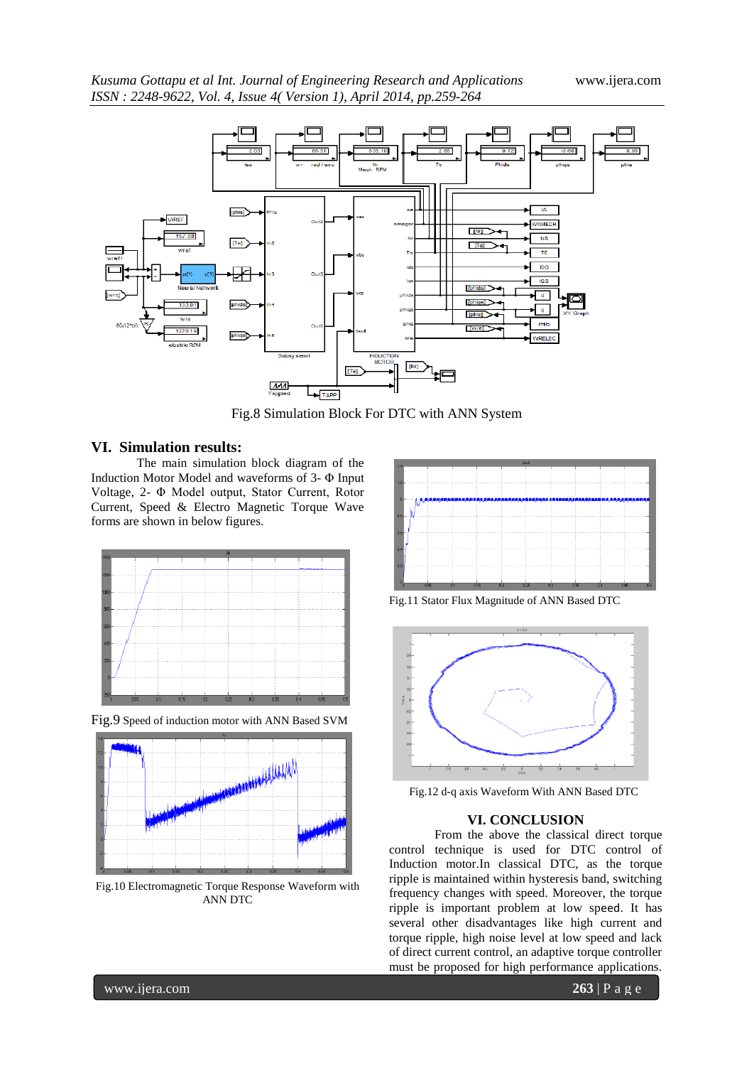Fig.8 Simulation Block For DTC with ANN System

## VI. Simulation results:

The main simulation block diagram of the Induction Motor Model and waveforms of 3- Φ Input Voltage, 2- Φ Model output, Stator Current, Rotor Current, Speed & Electro Magnetic Torque Wave forms are shown in below figures.

Fig.9 Speed of induction motor with ANN Based SVM

Fig.10 Electromagnetic Torque Response Waveform with ANN DTC

Fig.11 Stator Flux Magnitude of ANN Based DTC

Fig.12 d-q axis Waveform With ANN Based DTC

## VI. CONCLUSION

From the above the classical direct torque control technique is used for DTC control of Induction motor.In classical DTC, as the torque ripple is maintained within hysteresis band, switching frequency changes with speed. Moreover, the torque ripple is important problem at low speed. It has several other disadvantages like high current and torque ripple, high noise level at low speed and lack of direct current control, an adaptive torque controller must be proposed for high performance applications.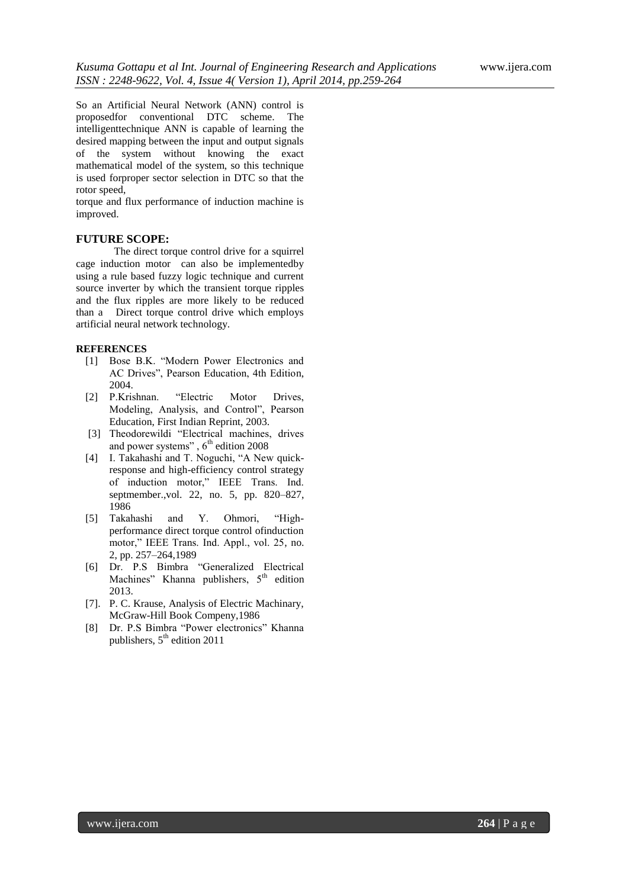So an Artificial Neural Network (ANN) control is proposedfor conventional DTC scheme. The intelligenttechnique ANN is capable of learning the desired mapping between the input and output signals of the system without knowing the exact mathematical model of the system, so this technique is used forproper sector selection in DTC so that the rotor speed,

torque and flux performance of induction machine is improved.

## FUTURE SCOPE:

The direct torque control drive for a squirrel cage induction motor can also be implementedby using a rule based fuzzy logic technique and current source inverter by which the transient torque ripples and the flux ripples are more likely to be reduced than a Direct torque control drive which employs artificial neural network technology.

## REFERENCES

[1] Bose B.K. "Modern Power Electronics and AC Drives", Pearson Education, 4th Edition, 2004.

[2] P.Krishnan. "Electric Motor Drives, Modeling, Analysis, and Control", Pearson Education, First Indian Reprint, 2003.

[3] Theodorewildi "Electrical machines, drives and power systems" , 6th edition 2008

[4] I. Takahashi and T. Noguchi, "A New quick-response and high-efficiency control strategy of induction motor," IEEE Trans. Ind. septmember.,vol. 22, no. 5, pp. 820–827, 1986

[5] Takahashi and Y. Ohmori, "High-performance direct torque control ofinduction motor," IEEE Trans. Ind. Appl., vol. 25, no. 2, pp. 257–264,1989

[6] Dr. P.S Bimbra "Generalized Electrical Machines" Khanna publishers, 5th edition 2013.

[7]. P. C. Krause, Analysis of Electric Machinary, McGraw-Hill Book Compeny,1986

[8] Dr. P.S Bimbra "Power electronics" Khanna publishers, 5th edition 2011